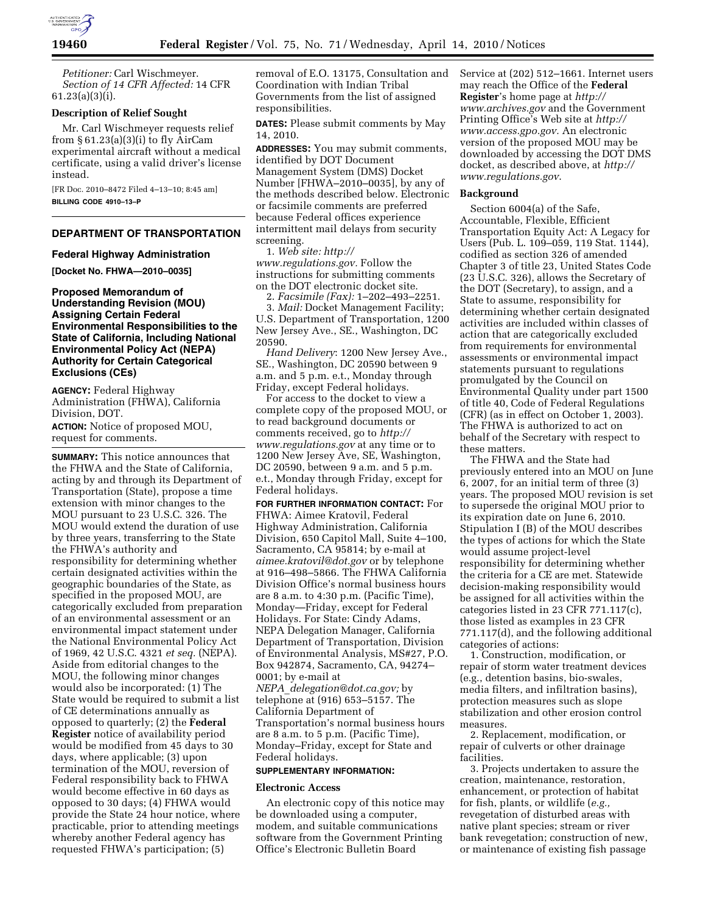*Petitioner:* Carl Wischmeyer.

*Section of 14 CFR Affected:* 14 CFR 61.23(a)(3)(i).

**Description of Relief Sought**

Mr. Carl Wischmeyer requests relief from § 61.23(a)(3)(i) to fly AirCam experimental aircraft without a medical certificate, using a valid driver's license instead.

[FR Doc. 2010–8472 Filed 4–13–10; 8:45 am]

**BILLING CODE 4910–13–P**

## DEPARTMENT OF TRANSPORTATION

### Federal Highway Administration

**[Docket No. FHWA—2010–0035]**

### Proposed Memorandum of Understanding Revision (MOU) Assigning Certain Federal Environmental Responsibilities to the State of California, Including National Environmental Policy Act (NEPA) Authority for Certain Categorical Exclusions (CEs)

**AGENCY:** Federal Highway Administration (FHWA), California Division, DOT.

**ACTION:** Notice of proposed MOU, request for comments.

**SUMMARY:** This notice announces that the FHWA and the State of California, acting by and through its Department of Transportation (State), propose a time extension with minor changes to the MOU pursuant to 23 U.S.C. 326. The MOU would extend the duration of use by three years, transferring to the State the FHWA's authority and responsibility for determining whether certain designated activities within the geographic boundaries of the State, as specified in the proposed MOU, are categorically excluded from preparation of an environmental assessment or an environmental impact statement under the National Environmental Policy Act of 1969, 42 U.S.C. 4321 *et seq.* (NEPA). Aside from editorial changes to the MOU, the following minor changes would also be incorporated: (1) The State would be required to submit a list of CE determinations annually as opposed to quarterly; (2) the **Federal Register** notice of availability period would be modified from 45 days to 30 days, where applicable; (3) upon termination of the MOU, reversion of Federal responsibility back to FHWA would become effective in 60 days as opposed to 30 days; (4) FHWA would provide the State 24 hour notice, where practicable, prior to attending meetings whereby another Federal agency has requested FHWA's participation; (5) removal of E.O. 13175, Consultation and Coordination with Indian Tribal Governments from the list of assigned responsibilities.

**DATES:** Please submit comments by May 14, 2010.

**ADDRESSES:** You may submit comments, identified by DOT Document Management System (DMS) Docket Number [FHWA–2010–0035], by any of the methods described below. Electronic or facsimile comments are preferred because Federal offices experience intermittent mail delays from security screening.

1. *Web site: http://www.regulations.gov.* Follow the instructions for submitting comments on the DOT electronic docket site.

2. *Facsimile (Fax):* 1–202–493–2251.

3. *Mail:* Docket Management Facility; U.S. Department of Transportation, 1200 New Jersey Ave., SE., Washington, DC 20590.

*Hand Delivery*: 1200 New Jersey Ave., SE., Washington, DC 20590 between 9 a.m. and 5 p.m. e.t., Monday through Friday, except Federal holidays.

For access to the docket to view a complete copy of the proposed MOU, or to read background documents or comments received, go to *http://www.regulations.gov* at any time or to 1200 New Jersey Ave, SE, Washington, DC 20590, between 9 a.m. and 5 p.m. e.t., Monday through Friday, except for Federal holidays.

**FOR FURTHER INFORMATION CONTACT:** For FHWA: Aimee Kratovil, Federal Highway Administration, California Division, 650 Capitol Mall, Suite 4–100, Sacramento, CA 95814; by e-mail at *aimee.kratovil@dot.gov* or by telephone at 916–498–5866. The FHWA California Division Office's normal business hours are 8 a.m. to 4:30 p.m. (Pacific Time), Monday—Friday, except for Federal Holidays. For State: Cindy Adams, NEPA Delegation Manager, California Department of Transportation, Division of Environmental Analysis, MS#27, P.O. Box 942874, Sacramento, CA, 94274–0001; by e-mail at *NEPA_delegation@dot.ca.gov;* by telephone at (916) 653–5157. The California Department of Transportation's normal business hours are 8 a.m. to 5 p.m. (Pacific Time), Monday–Friday, except for State and Federal holidays.

**SUPPLEMENTARY INFORMATION:**

**Electronic Access**

An electronic copy of this notice may be downloaded using a computer, modem, and suitable communications software from the Government Printing Office's Electronic Bulletin Board Service at (202) 512–1661. Internet users may reach the Office of the **Federal Register**'s home page at *http://www.archives.gov* and the Government Printing Office's Web site at *http://www.access.gpo.gov.* An electronic version of the proposed MOU may be downloaded by accessing the DOT DMS docket, as described above, at *http://www.regulations.gov*.

**Background**

Section 6004(a) of the Safe, Accountable, Flexible, Efficient Transportation Equity Act: A Legacy for Users (Pub. L. 109–059, 119 Stat. 1144), codified as section 326 of amended Chapter 3 of title 23, United States Code (23 U.S.C. 326), allows the Secretary of the DOT (Secretary), to assign, and a State to assume, responsibility for determining whether certain designated activities are included within classes of action that are categorically excluded from requirements for environmental assessments or environmental impact statements pursuant to regulations promulgated by the Council on Environmental Quality under part 1500 of title 40, Code of Federal Regulations (CFR) (as in effect on October 1, 2003). The FHWA is authorized to act on behalf of the Secretary with respect to these matters.

The FHWA and the State had previously entered into an MOU on June 6, 2007, for an initial term of three (3) years. The proposed MOU revision is set to supersede the original MOU prior to its expiration date on June 6, 2010. Stipulation I (B) of the MOU describes the types of actions for which the State would assume project-level responsibility for determining whether the criteria for a CE are met. Statewide decision-making responsibility would be assigned for all activities within the categories listed in 23 CFR 771.117(c), those listed as examples in 23 CFR 771.117(d), and the following additional categories of actions:

1. Construction, modification, or repair of storm water treatment devices (e.g., detention basins, bio-swales, media filters, and infiltration basins), protection measures such as slope stabilization and other erosion control measures.

2. Replacement, modification, or repair of culverts or other drainage facilities.

3. Projects undertaken to assure the creation, maintenance, restoration, enhancement, or protection of habitat for fish, plants, or wildlife (*e.g.,* revegetation of disturbed areas with native plant species; stream or river bank revegetation; construction of new, or maintenance of existing fish passage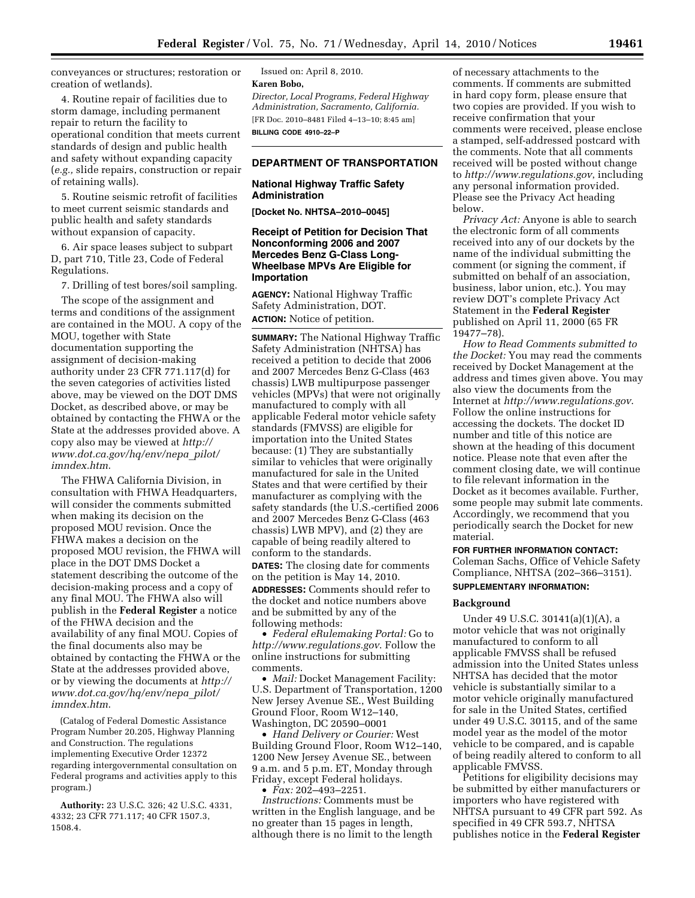conveyances or structures; restoration or creation of wetlands).

4. Routine repair of facilities due to storm damage, including permanent repair to return the facility to operational condition that meets current standards of design and public health and safety without expanding capacity (*e.g.,* slide repairs, construction or repair of retaining walls).

5. Routine seismic retrofit of facilities to meet current seismic standards and public health and safety standards without expansion of capacity.

6. Air space leases subject to subpart D, part 710, Title 23, Code of Federal Regulations.

7. Drilling of test bores/soil sampling.

The scope of the assignment and terms and conditions of the assignment are contained in the MOU. A copy of the MOU, together with State documentation supporting the assignment of decision-making authority under 23 CFR 771.117(d) for the seven categories of activities listed above, may be viewed on the DOT DMS Docket, as described above, or may be obtained by contacting the FHWA or the State at the addresses provided above. A copy also may be viewed at *http://www.dot.ca.gov/hq/env/nepa_pilot/imndex.htm*.

The FHWA California Division, in consultation with FHWA Headquarters, will consider the comments submitted when making its decision on the proposed MOU revision. Once the FHWA makes a decision on the proposed MOU revision, the FHWA will place in the DOT DMS Docket a statement describing the outcome of the decision-making process and a copy of any final MOU. The FHWA also will publish in the **Federal Register** a notice of the FHWA decision and the availability of any final MOU. Copies of the final documents also may be obtained by contacting the FHWA or the State at the addresses provided above, or by viewing the documents at *http://www.dot.ca.gov/hq/env/nepa_pilot/imndex.htm*.

(Catalog of Federal Domestic Assistance Program Number 20.205, Highway Planning and Construction. The regulations implementing Executive Order 12372 regarding intergovernmental consultation on Federal programs and activities apply to this program.)

**Authority:** 23 U.S.C. 326; 42 U.S.C. 4331, 4332; 23 CFR 771.117; 40 CFR 1507.3, 1508.4.

Issued on: April 8, 2010.

**Karen Bobo,**

*Director, Local Programs, Federal Highway Administration, Sacramento, California.*

[FR Doc. 2010–8481 Filed 4–13–10; 8:45 am]

**BILLING CODE 4910–22–P**

## DEPARTMENT OF TRANSPORTATION

### National Highway Traffic Safety Administration

**[Docket No. NHTSA–2010–0045]**

### Receipt of Petition for Decision That Nonconforming 2006 and 2007 Mercedes Benz G-Class Long-Wheelbase MPVs Are Eligible for Importation

**AGENCY:** National Highway Traffic Safety Administration, DOT.

**ACTION:** Notice of petition.

**SUMMARY:** The National Highway Traffic Safety Administration (NHTSA) has received a petition to decide that 2006 and 2007 Mercedes Benz G-Class (463 chassis) LWB multipurpose passenger vehicles (MPVs) that were not originally manufactured to comply with all applicable Federal motor vehicle safety standards (FMVSS) are eligible for importation into the United States because: (1) They are substantially similar to vehicles that were originally manufactured for sale in the United States and that were certified by their manufacturer as complying with the safety standards (the U.S.-certified 2006 and 2007 Mercedes Benz G-Class (463 chassis) LWB MPV), and (2) they are capable of being readily altered to conform to the standards.

**DATES:** The closing date for comments on the petition is May 14, 2010.

**ADDRESSES:** Comments should refer to the docket and notice numbers above and be submitted by any of the following methods:

- *Federal eRulemaking Portal:* Go to *http://www.regulations.gov*. Follow the online instructions for submitting comments.
- *Mail:* Docket Management Facility: U.S. Department of Transportation, 1200 New Jersey Avenue SE., West Building Ground Floor, Room W12–140, Washington, DC 20590–0001
- *Hand Delivery or Courier:* West Building Ground Floor, Room W12–140, 1200 New Jersey Avenue SE., between 9 a.m. and 5 p.m. ET, Monday through Friday, except Federal holidays.
- *Fax:* 202–493–2251.

*Instructions:* Comments must be written in the English language, and be no greater than 15 pages in length, although there is no limit to the length of necessary attachments to the comments. If comments are submitted in hard copy form, please ensure that two copies are provided. If you wish to receive confirmation that your comments were received, please enclose a stamped, self-addressed postcard with the comments. Note that all comments received will be posted without change to *http://www.regulations.gov*, including any personal information provided. Please see the Privacy Act heading below.

*Privacy Act:* Anyone is able to search the electronic form of all comments received into any of our dockets by the name of the individual submitting the comment (or signing the comment, if submitted on behalf of an association, business, labor union, etc.). You may review DOT's complete Privacy Act Statement in the **Federal Register** published on April 11, 2000 (65 FR 19477–78).

*How to Read Comments submitted to the Docket:* You may read the comments received by Docket Management at the address and times given above. You may also view the documents from the Internet at *http://www.regulations.gov*. Follow the online instructions for accessing the dockets. The docket ID number and title of this notice are shown at the heading of this document notice. Please note that even after the comment closing date, we will continue to file relevant information in the Docket as it becomes available. Further, some people may submit late comments. Accordingly, we recommend that you periodically search the Docket for new material.

**FOR FURTHER INFORMATION CONTACT:** Coleman Sachs, Office of Vehicle Safety Compliance, NHTSA (202–366–3151).

**SUPPLEMENTARY INFORMATION:**

#### Background

Under 49 U.S.C. 30141(a)(1)(A), a motor vehicle that was not originally manufactured to conform to all applicable FMVSS shall be refused admission into the United States unless NHTSA has decided that the motor vehicle is substantially similar to a motor vehicle originally manufactured for sale in the United States, certified under 49 U.S.C. 30115, and of the same model year as the model of the motor vehicle to be compared, and is capable of being readily altered to conform to all applicable FMVSS.

Petitions for eligibility decisions may be submitted by either manufacturers or importers who have registered with NHTSA pursuant to 49 CFR part 592. As specified in 49 CFR 593.7, NHTSA publishes notice in the **Federal Register**